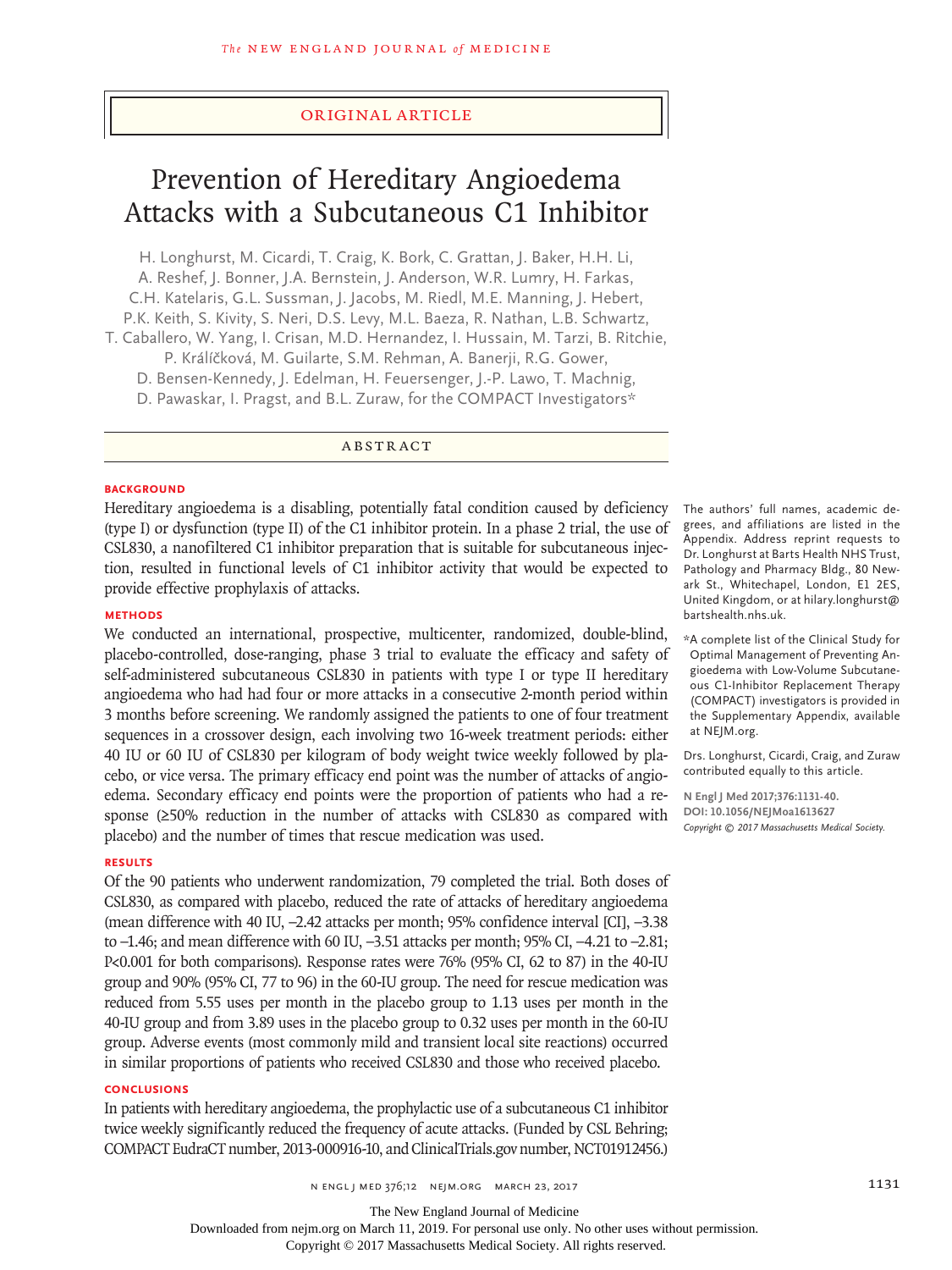ORIGINAL ARTICLE

# Prevention of Hereditary Angioedema Attacks with a Subcutaneous C1 Inhibitor

H. Longhurst, M. Cicardi, T. Craig, K. Bork, C. Grattan, J. Baker, H.H. Li, A. Reshef, J. Bonner, J.A. Bernstein, J. Anderson, W.R. Lumry, H. Farkas, C.H. Katelaris, G.L. Sussman, J. Jacobs, M. Riedl, M.E. Manning, J. Hebert, P.K. Keith, S. Kivity, S. Neri, D.S. Levy, M.L. Baeza, R. Nathan, L.B. Schwartz, T. Caballero, W. Yang, I. Crisan, M.D. Hernandez, I. Hussain, M. Tarzi, B. Ritchie, P. Králíčková, M. Guilarte, S.M. Rehman, A. Banerji, R.G. Gower, D. Bensen-Kennedy, J. Edelman, H. Feuersenger, J.-P. Lawo, T. Machnig, D. Pawaskar, I. Pragst, and B.L. Zuraw, for the COMPACT Investigators*

## ABSTRACT

### BACKGROUND

Hereditary angioedema is a disabling, potentially fatal condition caused by deficiency (type I) or dysfunction (type II) of the C1 inhibitor protein. In a phase 2 trial, the use of CSL830, a nanofiltered C1 inhibitor preparation that is suitable for subcutaneous injection, resulted in functional levels of C1 inhibitor activity that would be expected to provide effective prophylaxis of attacks.

### METHODS

We conducted an international, prospective, multicenter, randomized, double-blind, placebo-controlled, dose-ranging, phase 3 trial to evaluate the efficacy and safety of self-administered subcutaneous CSL830 in patients with type I or type II hereditary angioedema who had had four or more attacks in a consecutive 2-month period within 3 months before screening. We randomly assigned the patients to one of four treatment sequences in a crossover design, each involving two 16-week treatment periods: either 40 IU or 60 IU of CSL830 per kilogram of body weight twice weekly followed by placebo, or vice versa. The primary efficacy end point was the number of attacks of angioedema. Secondary efficacy end points were the proportion of patients who had a response (≥50% reduction in the number of attacks with CSL830 as compared with placebo) and the number of times that rescue medication was used.

### RESULTS

Of the 90 patients who underwent randomization, 79 completed the trial. Both doses of CSL830, as compared with placebo, reduced the rate of attacks of hereditary angioedema (mean difference with 40 IU, −2.42 attacks per month; 95% confidence interval [CI], −3.38 to −1.46; and mean difference with 60 IU, −3.51 attacks per month; 95% CI, −4.21 to −2.81; P<0.001 for both comparisons). Response rates were 76% (95% CI, 62 to 87) in the 40-IU group and 90% (95% CI, 77 to 96) in the 60-IU group. The need for rescue medication was reduced from 5.55 uses per month in the placebo group to 1.13 uses per month in the 40-IU group and from 3.89 uses in the placebo group to 0.32 uses per month in the 60-IU group. Adverse events (most commonly mild and transient local site reactions) occurred in similar proportions of patients who received CSL830 and those who received placebo.

### CONCLUSIONS

In patients with hereditary angioedema, the prophylactic use of a subcutaneous C1 inhibitor twice weekly significantly reduced the frequency of acute attacks. (Funded by CSL Behring; COMPACT EudraCT number, 2013-000916-10, and ClinicalTrials.gov number, NCT01912456.)

The authors' full names, academic degrees, and affiliations are listed in the Appendix. Address reprint requests to Dr. Longhurst at Barts Health NHS Trust, Pathology and Pharmacy Bldg., 80 Newark St., Whitechapel, London, E1 2ES, United Kingdom, or at hilary.longhurst@bartshealth.nhs.uk.

*A complete list of the Clinical Study for Optimal Management of Preventing Angioedema with Low-Volume Subcutaneous C1-Inhibitor Replacement Therapy (COMPACT) investigators is provided in the Supplementary Appendix, available at NEJM.org.

Drs. Longhurst, Cicardi, Craig, and Zuraw contributed equally to this article.

**N Engl J Med 2017;376:1131-40.**
**DOI: 10.1056/NEJMoa1613627**
*Copyright © 2017 Massachusetts Medical Society.*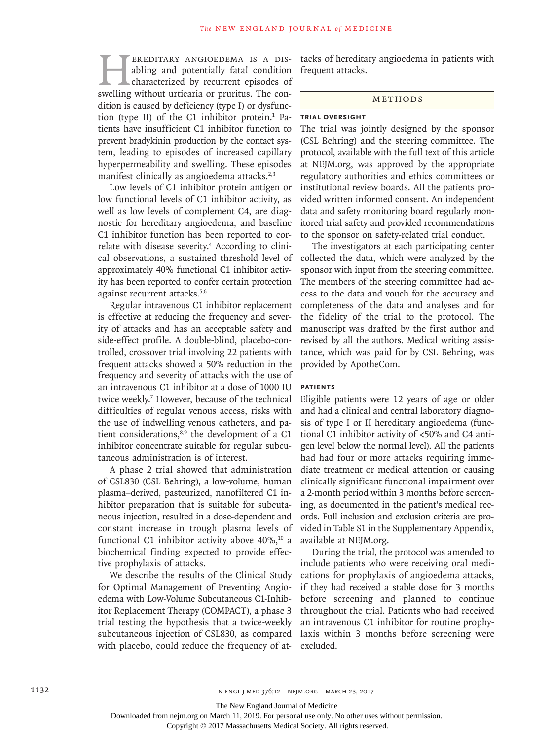Hereditary angioedema is a disabling and potentially fatal condition characterized by recurrent episodes of swelling without urticaria or pruritus. The condition is caused by deficiency (type I) or dysfunction (type II) of the C1 inhibitor protein.[1] Patients have insufficient C1 inhibitor function to prevent bradykinin production by the contact system, leading to episodes of increased capillary hyperpermeability and swelling. These episodes manifest clinically as angioedema attacks.[2,3]

Low levels of C1 inhibitor protein antigen or low functional levels of C1 inhibitor activity, as well as low levels of complement C4, are diagnostic for hereditary angioedema, and baseline C1 inhibitor function has been reported to correlate with disease severity.[4] According to clinical observations, a sustained threshold level of approximately 40% functional C1 inhibitor activity has been reported to confer certain protection against recurrent attacks.[5,6]

Regular intravenous C1 inhibitor replacement is effective at reducing the frequency and severity of attacks and has an acceptable safety and side-effect profile. A double-blind, placebo-controlled, crossover trial involving 22 patients with frequent attacks showed a 50% reduction in the frequency and severity of attacks with the use of an intravenous C1 inhibitor at a dose of 1000 IU twice weekly.[7] However, because of the technical difficulties of regular venous access, risks with the use of indwelling venous catheters, and patient considerations,[8,9] the development of a C1 inhibitor concentrate suitable for regular subcutaneous administration is of interest.

A phase 2 trial showed that administration of CSL830 (CSL Behring), a low-volume, human plasma–derived, pasteurized, nanofiltered C1 inhibitor preparation that is suitable for subcutaneous injection, resulted in a dose-dependent and constant increase in trough plasma levels of functional C1 inhibitor activity above 40%,[10] a biochemical finding expected to provide effective prophylaxis of attacks.

We describe the results of the Clinical Study for Optimal Management of Preventing Angioedema with Low-Volume Subcutaneous C1-Inhibitor Replacement Therapy (COMPACT), a phase 3 trial testing the hypothesis that a twice-weekly subcutaneous injection of CSL830, as compared with placebo, could reduce the frequency of attacks of hereditary angioedema in patients with frequent attacks.

## Methods

### Trial Oversight

The trial was jointly designed by the sponsor (CSL Behring) and the steering committee. The protocol, available with the full text of this article at NEJM.org, was approved by the appropriate regulatory authorities and ethics committees or institutional review boards. All the patients provided written informed consent. An independent data and safety monitoring board regularly monitored trial safety and provided recommendations to the sponsor on safety-related trial conduct.

The investigators at each participating center collected the data, which were analyzed by the sponsor with input from the steering committee. The members of the steering committee had access to the data and vouch for the accuracy and completeness of the data and analyses and for the fidelity of the trial to the protocol. The manuscript was drafted by the first author and revised by all the authors. Medical writing assistance, which was paid for by CSL Behring, was provided by ApotheCom.

### Patients

Eligible patients were 12 years of age or older and had a clinical and central laboratory diagnosis of type I or II hereditary angioedema (functional C1 inhibitor activity of <50% and C4 antigen level below the normal level). All the patients had had four or more attacks requiring immediate treatment or medical attention or causing clinically significant functional impairment over a 2-month period within 3 months before screening, as documented in the patient's medical records. Full inclusion and exclusion criteria are provided in Table S1 in the Supplementary Appendix, available at NEJM.org.

During the trial, the protocol was amended to include patients who were receiving oral medications for prophylaxis of angioedema attacks, if they had received a stable dose for 3 months before screening and planned to continue throughout the trial. Patients who had received an intravenous C1 inhibitor for routine prophylaxis within 3 months before screening were excluded.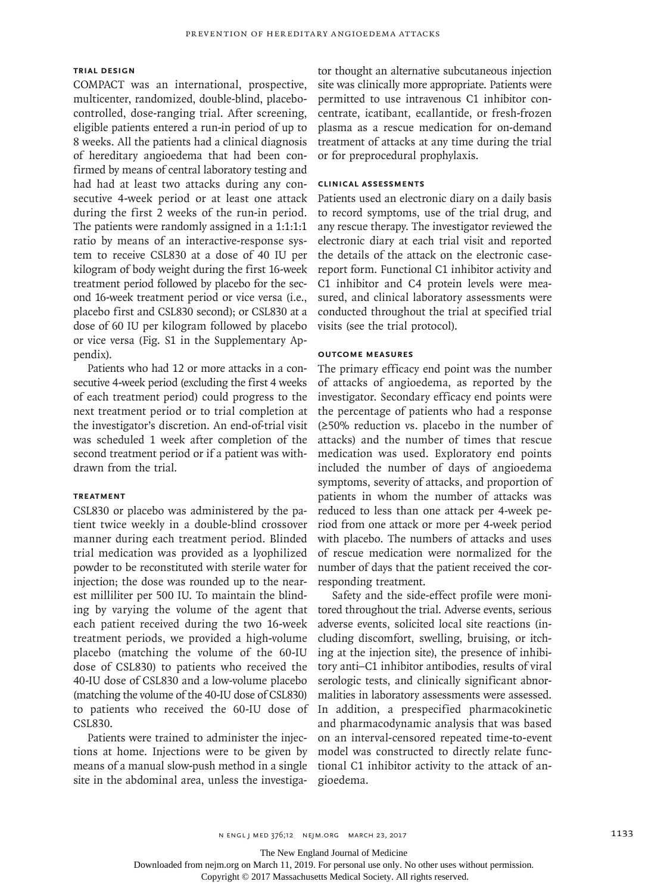### TRIAL DESIGN

COMPACT was an international, prospective, multicenter, randomized, double-blind, placebo-controlled, dose-ranging trial. After screening, eligible patients entered a run-in period of up to 8 weeks. All the patients had a clinical diagnosis of hereditary angioedema that had been confirmed by means of central laboratory testing and had had at least two attacks during any consecutive 4-week period or at least one attack during the first 2 weeks of the run-in period. The patients were randomly assigned in a 1:1:1:1 ratio by means of an interactive-response system to receive CSL830 at a dose of 40 IU per kilogram of body weight during the first 16-week treatment period followed by placebo for the second 16-week treatment period or vice versa (i.e., placebo first and CSL830 second); or CSL830 at a dose of 60 IU per kilogram followed by placebo or vice versa (Fig. S1 in the Supplementary Appendix).

Patients who had 12 or more attacks in a consecutive 4-week period (excluding the first 4 weeks of each treatment period) could progress to the next treatment period or to trial completion at the investigator's discretion. An end-of-trial visit was scheduled 1 week after completion of the second treatment period or if a patient was withdrawn from the trial.

### TREATMENT

CSL830 or placebo was administered by the patient twice weekly in a double-blind crossover manner during each treatment period. Blinded trial medication was provided as a lyophilized powder to be reconstituted with sterile water for injection; the dose was rounded up to the nearest milliliter per 500 IU. To maintain the blinding by varying the volume of the agent that each patient received during the two 16-week treatment periods, we provided a high-volume placebo (matching the volume of the 60-IU dose of CSL830) to patients who received the 40-IU dose of CSL830 and a low-volume placebo (matching the volume of the 40-IU dose of CSL830) to patients who received the 60-IU dose of CSL830.

Patients were trained to administer the injections at home. Injections were to be given by means of a manual slow-push method in a single site in the abdominal area, unless the investigator thought an alternative subcutaneous injection site was clinically more appropriate. Patients were permitted to use intravenous C1 inhibitor concentrate, icatibant, ecallantide, or fresh-frozen plasma as a rescue medication for on-demand treatment of attacks at any time during the trial or for preprocedural prophylaxis.

### CLINICAL ASSESSMENTS

Patients used an electronic diary on a daily basis to record symptoms, use of the trial drug, and any rescue therapy. The investigator reviewed the electronic diary at each trial visit and reported the details of the attack on the electronic case-report form. Functional C1 inhibitor activity and C1 inhibitor and C4 protein levels were measured, and clinical laboratory assessments were conducted throughout the trial at specified trial visits (see the trial protocol).

### OUTCOME MEASURES

The primary efficacy end point was the number of attacks of angioedema, as reported by the investigator. Secondary efficacy end points were the percentage of patients who had a response (≥50% reduction vs. placebo in the number of attacks) and the number of times that rescue medication was used. Exploratory end points included the number of days of angioedema symptoms, severity of attacks, and proportion of patients in whom the number of attacks was reduced to less than one attack per 4-week period from one attack or more per 4-week period with placebo. The numbers of attacks and uses of rescue medication were normalized for the number of days that the patient received the corresponding treatment.

Safety and the side-effect profile were monitored throughout the trial. Adverse events, serious adverse events, solicited local site reactions (including discomfort, swelling, bruising, or itching at the injection site), the presence of inhibitory anti–C1 inhibitor antibodies, results of viral serologic tests, and clinically significant abnormalities in laboratory assessments were assessed. In addition, a prespecified pharmacokinetic and pharmacodynamic analysis that was based on an interval-censored repeated time-to-event model was constructed to directly relate functional C1 inhibitor activity to the attack of angioedema.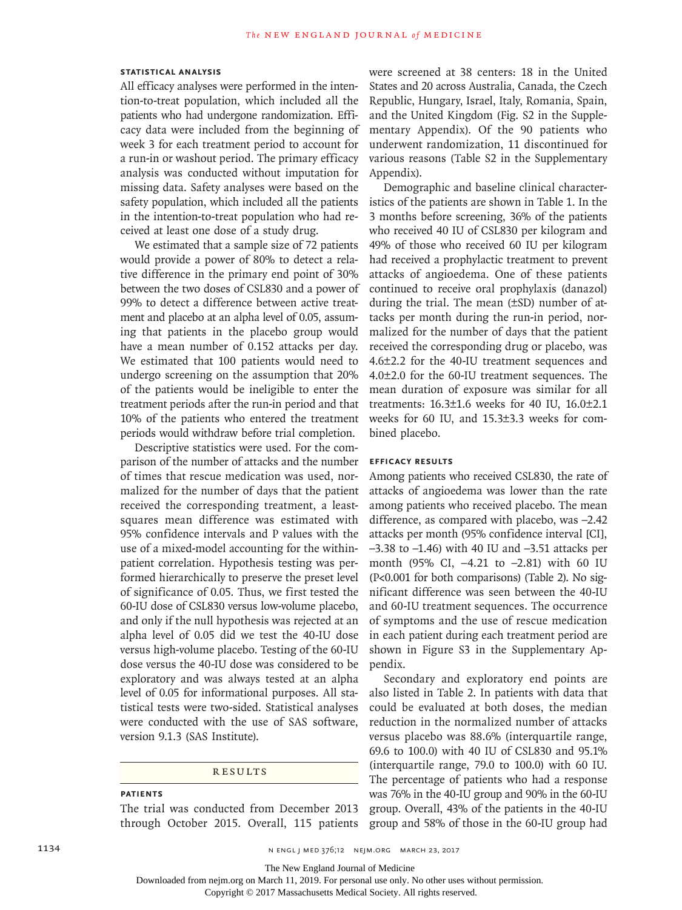### Statistical Analysis

All efficacy analyses were performed in the intention-to-treat population, which included all the patients who had undergone randomization. Efficacy data were included from the beginning of week 3 for each treatment period to account for a run-in or washout period. The primary efficacy analysis was conducted without imputation for missing data. Safety analyses were based on the safety population, which included all the patients in the intention-to-treat population who had received at least one dose of a study drug.

We estimated that a sample size of 72 patients would provide a power of 80% to detect a relative difference in the primary end point of 30% between the two doses of CSL830 and a power of 99% to detect a difference between active treatment and placebo at an alpha level of 0.05, assuming that patients in the placebo group would have a mean number of 0.152 attacks per day. We estimated that 100 patients would need to undergo screening on the assumption that 20% of the patients would be ineligible to enter the treatment periods after the run-in period and that 10% of the patients who entered the treatment periods would withdraw before trial completion.

Descriptive statistics were used. For the comparison of the number of attacks and the number of times that rescue medication was used, normalized for the number of days that the patient received the corresponding treatment, a least-squares mean difference was estimated with 95% confidence intervals and P values with the use of a mixed-model accounting for the within-patient correlation. Hypothesis testing was performed hierarchically to preserve the preset level of significance of 0.05. Thus, we first tested the 60-IU dose of CSL830 versus low-volume placebo, and only if the null hypothesis was rejected at an alpha level of 0.05 did we test the 40-IU dose versus high-volume placebo. Testing of the 60-IU dose versus the 40-IU dose was considered to be exploratory and was always tested at an alpha level of 0.05 for informational purposes. All statistical tests were two-sided. Statistical analyses were conducted with the use of SAS software, version 9.1.3 (SAS Institute).

## Results

### Patients

The trial was conducted from December 2013 through October 2015. Overall, 115 patients were screened at 38 centers: 18 in the United States and 20 across Australia, Canada, the Czech Republic, Hungary, Israel, Italy, Romania, Spain, and the United Kingdom (Fig. S2 in the Supplementary Appendix). Of the 90 patients who underwent randomization, 11 discontinued for various reasons (Table S2 in the Supplementary Appendix).

Demographic and baseline clinical characteristics of the patients are shown in Table 1. In the 3 months before screening, 36% of the patients who received 40 IU of CSL830 per kilogram and 49% of those who received 60 IU per kilogram had received a prophylactic treatment to prevent attacks of angioedema. One of these patients continued to receive oral prophylaxis (danazol) during the trial. The mean (±SD) number of attacks per month during the run-in period, normalized for the number of days that the patient received the corresponding drug or placebo, was 4.6±2.2 for the 40-IU treatment sequences and 4.0±2.0 for the 60-IU treatment sequences. The mean duration of exposure was similar for all treatments: 16.3±1.6 weeks for 40 IU, 16.0±2.1 weeks for 60 IU, and 15.3±3.3 weeks for combined placebo.

### Efficacy Results

Among patients who received CSL830, the rate of attacks of angioedema was lower than the rate among patients who received placebo. The mean difference, as compared with placebo, was −2.42 attacks per month (95% confidence interval [CI], −3.38 to −1.46) with 40 IU and −3.51 attacks per month (95% CI, −4.21 to −2.81) with 60 IU (P<0.001 for both comparisons) (Table 2). No significant difference was seen between the 40-IU and 60-IU treatment sequences. The occurrence of symptoms and the use of rescue medication in each patient during each treatment period are shown in Figure S3 in the Supplementary Appendix.

Secondary and exploratory end points are also listed in Table 2. In patients with data that could be evaluated at both doses, the median reduction in the normalized number of attacks versus placebo was 88.6% (interquartile range, 69.6 to 100.0) with 40 IU of CSL830 and 95.1% (interquartile range, 79.0 to 100.0) with 60 IU. The percentage of patients who had a response was 76% in the 40-IU group and 90% in the 60-IU group. Overall, 43% of the patients in the 40-IU group and 58% of those in the 60-IU group had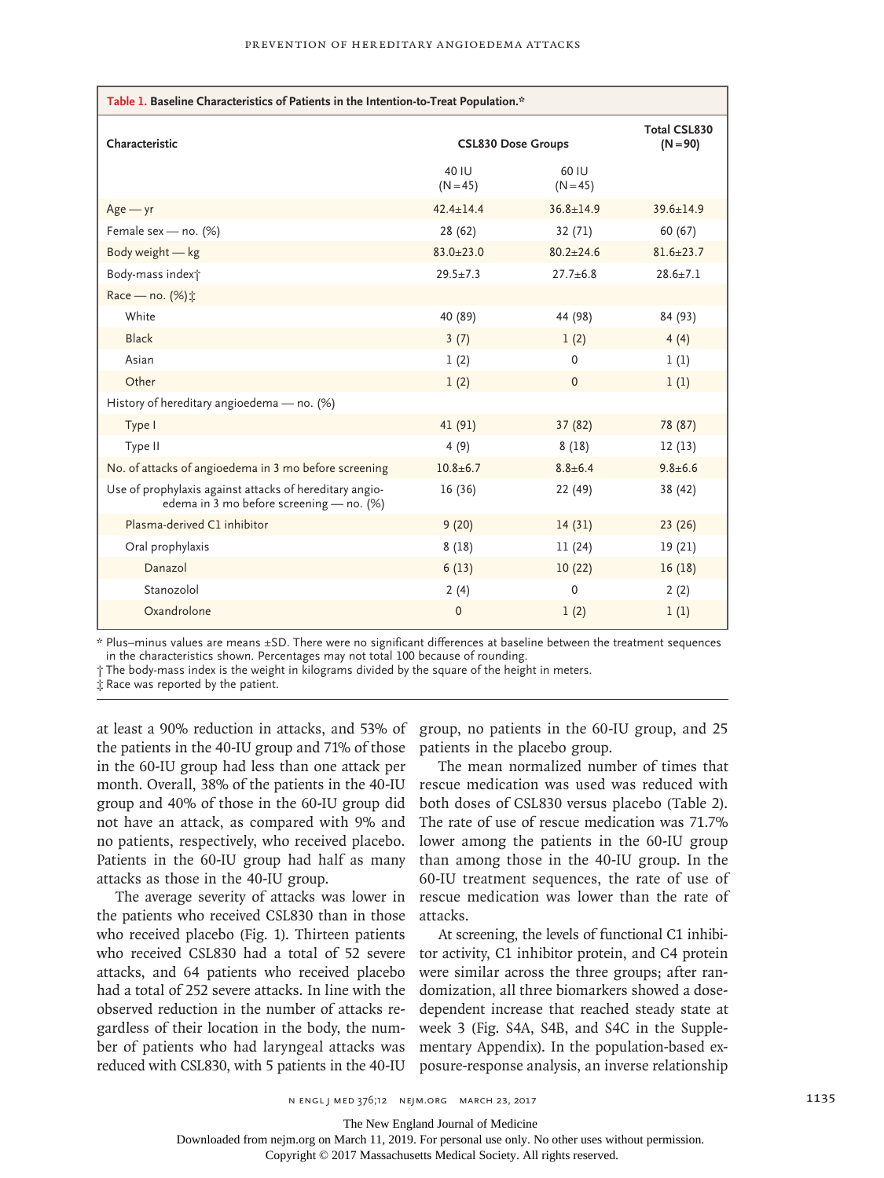**Table 1. Baseline Characteristics of Patients in the Intention-to-Treat Population.***

| Characteristic | CSL830 Dose Groups | | Total CSL830 (N=90) |
|---|---|---|---|
| | 40 IU (N=45) | 60 IU (N=45) | |
| Age — yr | 42.4±14.4 | 36.8±14.9 | 39.6±14.9 |
| Female sex — no. (%) | 28 (62) | 32 (71) | 60 (67) |
| Body weight — kg | 83.0±23.0 | 80.2±24.6 | 81.6±23.7 |
| Body-mass index† | 29.5±7.3 | 27.7±6.8 | 28.6±7.1 |
| Race — no. (%)‡ | | | |
| White | 40 (89) | 44 (98) | 84 (93) |
| Black | 3 (7) | 1 (2) | 4 (4) |
| Asian | 1 (2) | 0 | 1 (1) |
| Other | 1 (2) | 0 | 1 (1) |
| History of hereditary angioedema — no. (%) | | | |
| Type I | 41 (91) | 37 (82) | 78 (87) |
| Type II | 4 (9) | 8 (18) | 12 (13) |
| No. of attacks of angioedema in 3 mo before screening | 10.8±6.7 | 8.8±6.4 | 9.8±6.6 |
| Use of prophylaxis against attacks of hereditary angioedema in 3 mo before screening — no. (%) | 16 (36) | 22 (49) | 38 (42) |
| Plasma-derived C1 inhibitor | 9 (20) | 14 (31) | 23 (26) |
| Oral prophylaxis | 8 (18) | 11 (24) | 19 (21) |
| Danazol | 6 (13) | 10 (22) | 16 (18) |
| Stanozolol | 2 (4) | 0 | 2 (2) |
| Oxandrolone | 0 | 1 (2) | 1 (1) |

\* Plus–minus values are means ±SD. There were no significant differences at baseline between the treatment sequences in the characteristics shown. Percentages may not total 100 because of rounding.

† The body-mass index is the weight in kilograms divided by the square of the height in meters.

‡ Race was reported by the patient.

at least a 90% reduction in attacks, and 53% of the patients in the 40-IU group and 71% of those in the 60-IU group had less than one attack per month. Overall, 38% of the patients in the 40-IU group and 40% of those in the 60-IU group did not have an attack, as compared with 9% and no patients, respectively, who received placebo. Patients in the 60-IU group had half as many attacks as those in the 40-IU group.

The average severity of attacks was lower in the patients who received CSL830 than in those who received placebo (Fig. 1). Thirteen patients who received CSL830 had a total of 52 severe attacks, and 64 patients who received placebo had a total of 252 severe attacks. In line with the observed reduction in the number of attacks regardless of their location in the body, the number of patients who had laryngeal attacks was reduced with CSL830, with 5 patients in the 40-IU group, no patients in the 60-IU group, and 25 patients in the placebo group.

The mean normalized number of times that rescue medication was used was reduced with both doses of CSL830 versus placebo (Table 2). The rate of use of rescue medication was 71.7% lower among the patients in the 60-IU group than among those in the 40-IU group. In the 60-IU treatment sequences, the rate of use of rescue medication was lower than the rate of attacks.

At screening, the levels of functional C1 inhibitor activity, C1 inhibitor protein, and C4 protein were similar across the three groups; after randomization, all three biomarkers showed a dose-dependent increase that reached steady state at week 3 (Fig. S4A, S4B, and S4C in the Supplementary Appendix). In the population-based exposure-response analysis, an inverse relationship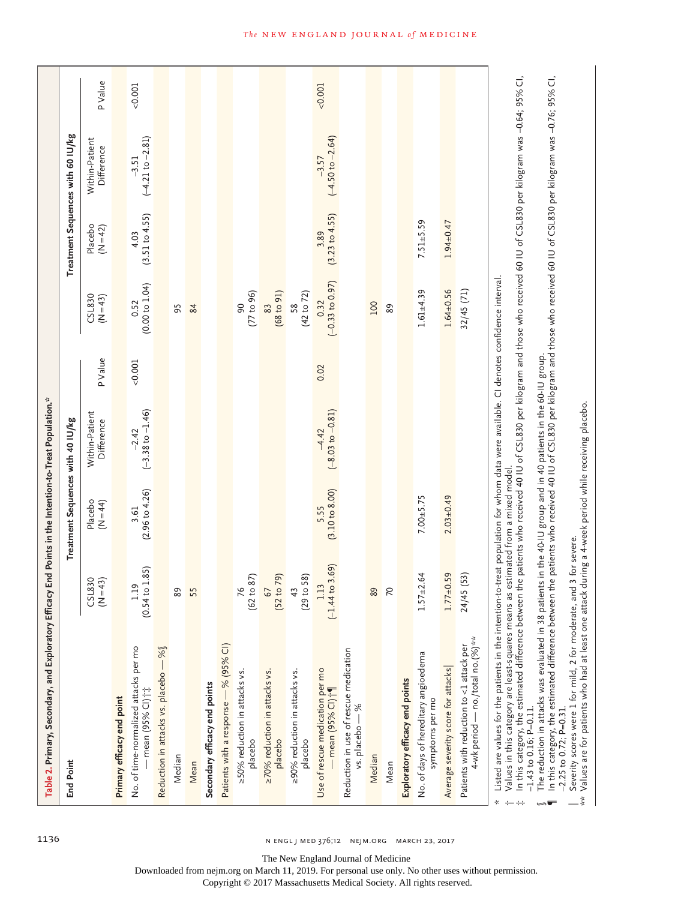**Table 2. Primary, Secondary, and Exploratory Efficacy End Points in the Intention-to-Treat Population.***

| End Point | Treatment Sequences with 40 IU/kg | | | | Treatment Sequences with 60 IU/kg | | | |
|---|---|---|---|---|---|---|---|---|
| | CSL830 (N=43) | Placebo (N=44) | Within-Patient Difference | P Value | CSL830 (N=43) | Placebo (N=42) | Within-Patient Difference | P Value |
| **Primary efficacy end point** | | | | | | | | |
| No. of time-normalized attacks per mo — mean (95% CI)†‡ | 1.19 (0.54 to 1.85) | 3.61 (2.96 to 4.26) | −2.42 (−3.38 to −1.46) | <0.001 | 0.52 (0.00 to 1.04) | 4.03 (3.51 to 4.55) | −3.51 (−4.21 to −2.81) | <0.001 |
| Reduction in attacks vs. placebo — %§ | | | | | | | | |
| Median | 89 | | | | 95 | | | |
| Mean | 55 | | | | 84 | | | |
| **Secondary efficacy end points** | | | | | | | | |
| Patients with a response — % (95% CI) | | | | | | | | |
| ≥50% reduction in attacks vs. placebo | 76 (62 to 87) | | | | 90 (77 to 96) | | | |
| ≥70% reduction in attacks vs. placebo | 67 (52 to 79) | | | | 83 (68 to 91) | | | |
| ≥90% reduction in attacks vs. placebo | 43 (29 to 58) | | | | 58 (42 to 72) | | | |
| Use of rescue medication per mo — mean (95% CI)†¶ | 1.13 (−1.44 to 3.69) | 5.55 (3.10 to 8.00) | −4.42 (−8.03 to −0.81) | 0.02 | 0.32 (−0.33 to 0.97) | 3.89 (3.23 to 4.55) | −3.57 (−4.50 to −2.64) | <0.001 |
| Reduction in use of rescue medication vs. placebo — % | | | | | | | | |
| Median | 89 | | | | 100 | | | |
| Mean | 70 | | | | 89 | | | |
| **Exploratory efficacy end points** | | | | | | | | |
| No. of days of hereditary angioedema symptoms per mo | 1.57±2.64 | 7.00±5.75 | | | 1.61±4.39 | 7.51±5.59 | | |
| Average severity score for attacks‖ | 1.77±0.59 | 2.03±0.49 | | | 1.64±0.56 | 1.94±0.47 | | |
| Patients with reduction to <1 attack per 4-wk period — no./total no. (%)** | 24/45 (53) | | | | 32/45 (71) | | | |

\* Listed are values for the patients in the intention-to-treat population for whom data were available. CI denotes confidence interval.

† Values in this category are least-squares means as estimated from a mixed model.

‡ In this category, the estimated difference between the patients who received 40 IU of CSL830 per kilogram and those who received 60 IU of CSL830 per kilogram was −0.64; 95% CI, −1.43 to 0.16; P=0.11.

§ The reduction in attacks was evaluated in 38 patients in the 40-IU group and in 40 patients in the 60-IU group.

¶ In this category, the estimated difference between the patients who received 40 IU of CSL830 per kilogram and those who received 60 IU of CSL830 per kilogram was −0.76; 95% CI, −2.25 to 0.72; P=0.31.

‖ Severity scores were 1 for mild, 2 for moderate, and 3 for severe.

** Values are for patients who had at least one attack during a 4-week period while receiving placebo.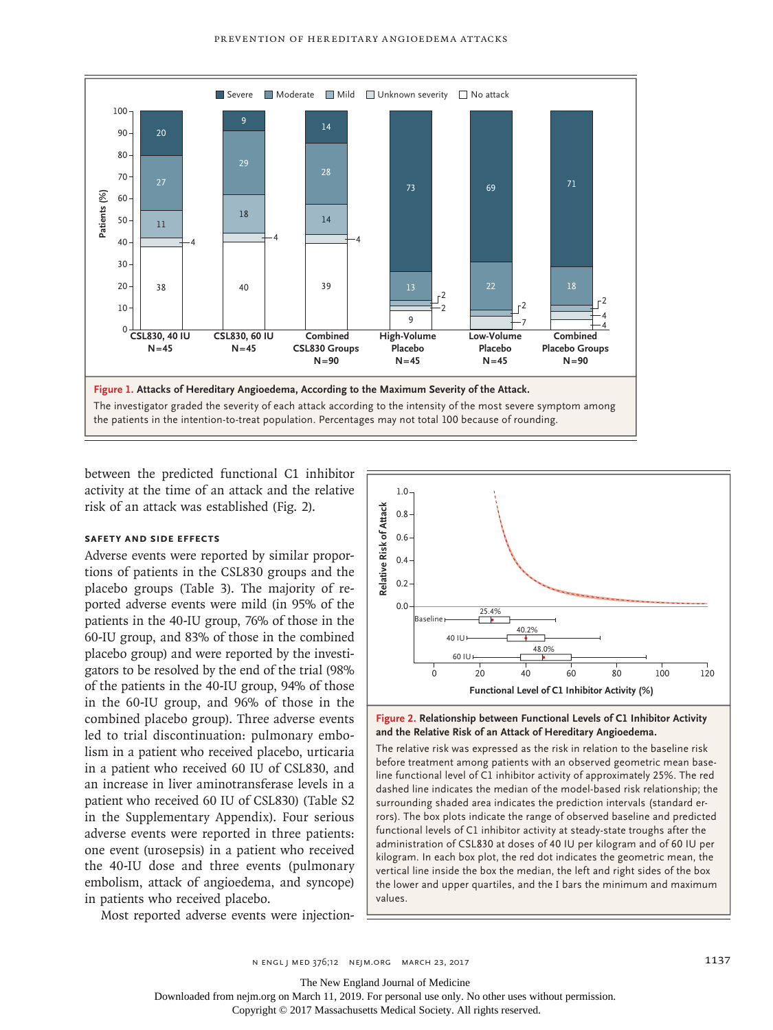**Figure 1. Attacks of Hereditary Angioedema, According to the Maximum Severity of the Attack.**
The investigator graded the severity of each attack according to the intensity of the most severe symptom among the patients in the intention-to-treat population. Percentages may not total 100 because of rounding.

between the predicted functional C1 inhibitor activity at the time of an attack and the relative risk of an attack was established (Fig. 2).

### SAFETY AND SIDE EFFECTS

Adverse events were reported by similar proportions of patients in the CSL830 groups and the placebo groups (Table 3). The majority of reported adverse events were mild (in 95% of the patients in the 40-IU group, 76% of those in the 60-IU group, and 83% of those in the combined placebo group) and were reported by the investigators to be resolved by the end of the trial (98% of the patients in the 40-IU group, 94% of those in the 60-IU group, and 96% of those in the combined placebo group). Three adverse events led to trial discontinuation: pulmonary embolism in a patient who received placebo, urticaria in a patient who received 60 IU of CSL830, and an increase in liver aminotransferase levels in a patient who received 60 IU of CSL830) (Table S2 in the Supplementary Appendix). Four serious adverse events were reported in three patients: one event (urosepsis) in a patient who received the 40-IU dose and three events (pulmonary embolism, attack of angioedema, and syncope) in patients who received placebo.

Most reported adverse events were injection-

**Figure 2. Relationship between Functional Levels of C1 Inhibitor Activity and the Relative Risk of an Attack of Hereditary Angioedema.**
The relative risk was expressed as the risk in relation to the baseline risk before treatment among patients with an observed geometric mean baseline functional level of C1 inhibitor activity of approximately 25%. The red dashed line indicates the median of the model-based risk relationship; the surrounding shaded area indicates the prediction intervals (standard errors). The box plots indicate the range of observed baseline and predicted functional levels of C1 inhibitor activity at steady-state troughs after the administration of CSL830 at doses of 40 IU per kilogram and of 60 IU per kilogram. In each box plot, the red dot indicates the geometric mean, the vertical line inside the box the median, the left and right sides of the box the lower and upper quartiles, and the I bars the minimum and maximum values.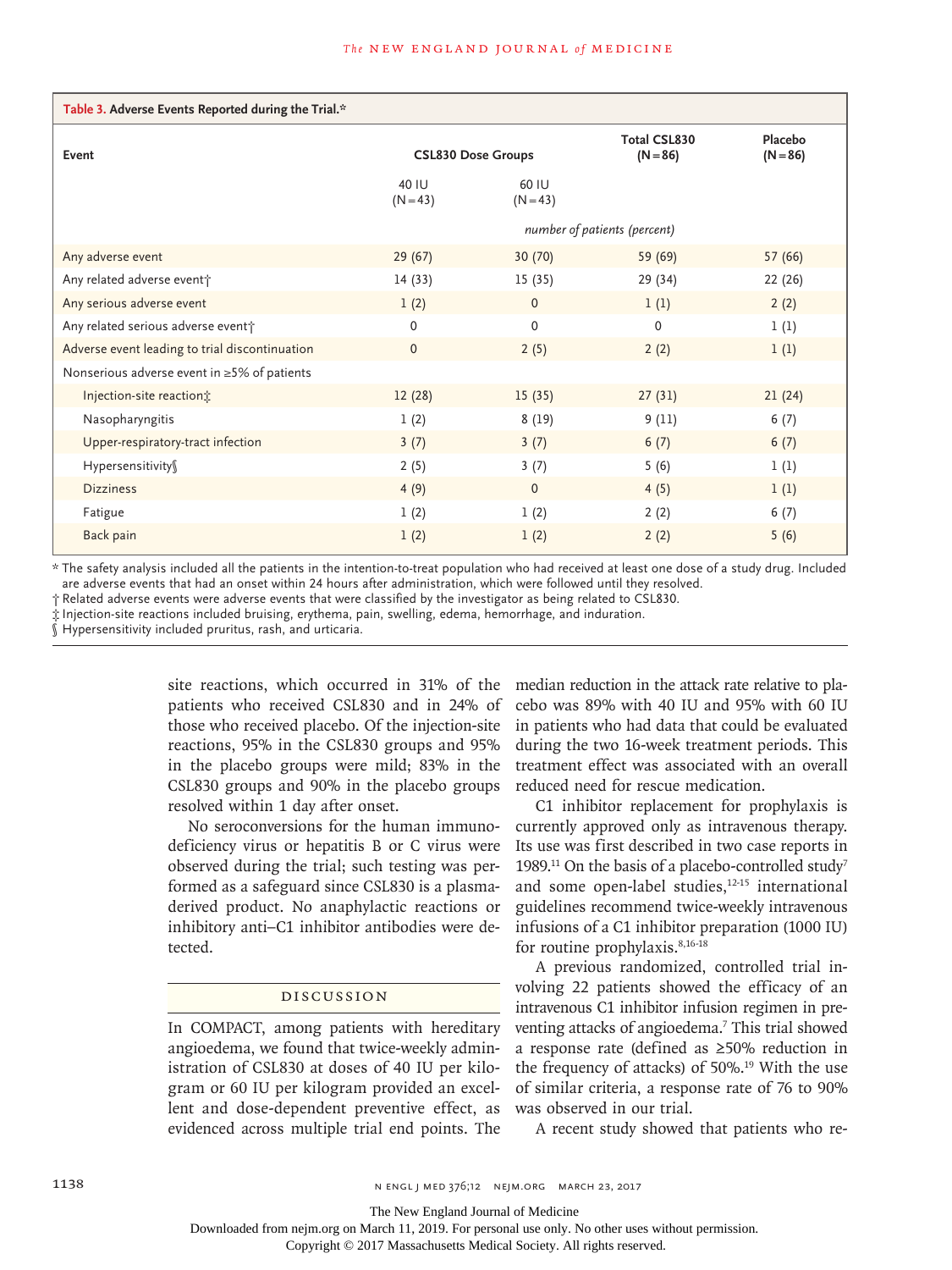**Table 3. Adverse Events Reported during the Trial.***

| Event | CSL830 Dose Groups | | Total CSL830 (N=86) | Placebo (N=86) |
|---|---|---|---|---|
| | 40 IU (N=43) | 60 IU (N=43) | | |
| | *number of patients (percent)* | | | |
| Any adverse event | 29 (67) | 30 (70) | 59 (69) | 57 (66) |
| Any related adverse event† | 14 (33) | 15 (35) | 29 (34) | 22 (26) |
| Any serious adverse event | 1 (2) | 0 | 1 (1) | 2 (2) |
| Any related serious adverse event† | 0 | 0 | 0 | 1 (1) |
| Adverse event leading to trial discontinuation | 0 | 2 (5) | 2 (2) | 1 (1) |
| Nonserious adverse event in ≥5% of patients | | | | |
| Injection-site reaction‡ | 12 (28) | 15 (35) | 27 (31) | 21 (24) |
| Nasopharyngitis | 1 (2) | 8 (19) | 9 (11) | 6 (7) |
| Upper-respiratory-tract infection | 3 (7) | 3 (7) | 6 (7) | 6 (7) |
| Hypersensitivity§ | 2 (5) | 3 (7) | 5 (6) | 1 (1) |
| Dizziness | 4 (9) | 0 | 4 (5) | 1 (1) |
| Fatigue | 1 (2) | 1 (2) | 2 (2) | 6 (7) |
| Back pain | 1 (2) | 1 (2) | 2 (2) | 5 (6) |

\* The safety analysis included all the patients in the intention-to-treat population who had received at least one dose of a study drug. Included are adverse events that had an onset within 24 hours after administration, which were followed until they resolved.

† Related adverse events were adverse events that were classified by the investigator as being related to CSL830.

‡ Injection-site reactions included bruising, erythema, pain, swelling, edema, hemorrhage, and induration.

§ Hypersensitivity included pruritus, rash, and urticaria.

site reactions, which occurred in 31% of the patients who received CSL830 and in 24% of those who received placebo. Of the injection-site reactions, 95% in the CSL830 groups and 95% in the placebo groups were mild; 83% in the CSL830 groups and 90% in the placebo groups resolved within 1 day after onset.

No seroconversions for the human immunodeficiency virus or hepatitis B or C virus were observed during the trial; such testing was performed as a safeguard since CSL830 is a plasma-derived product. No anaphylactic reactions or inhibitory anti–C1 inhibitor antibodies were detected.

## Discussion

In COMPACT, among patients with hereditary angioedema, we found that twice-weekly administration of CSL830 at doses of 40 IU per kilogram or 60 IU per kilogram provided an excellent and dose-dependent preventive effect, as evidenced across multiple trial end points. The median reduction in the attack rate relative to placebo was 89% with 40 IU and 95% with 60 IU in patients who had data that could be evaluated during the two 16-week treatment periods. This treatment effect was associated with an overall reduced need for rescue medication.

C1 inhibitor replacement for prophylaxis is currently approved only as intravenous therapy. Its use was first described in two case reports in 1989.[11] On the basis of a placebo-controlled study[7] and some open-label studies,[12-15] international guidelines recommend twice-weekly intravenous infusions of a C1 inhibitor preparation (1000 IU) for routine prophylaxis.[8,16-18]

A previous randomized, controlled trial involving 22 patients showed the efficacy of an intravenous C1 inhibitor infusion regimen in preventing attacks of angioedema.[7] This trial showed a response rate (defined as ≥50% reduction in the frequency of attacks) of 50%.[19] With the use of similar criteria, a response rate of 76 to 90% was observed in our trial.

A recent study showed that patients who re-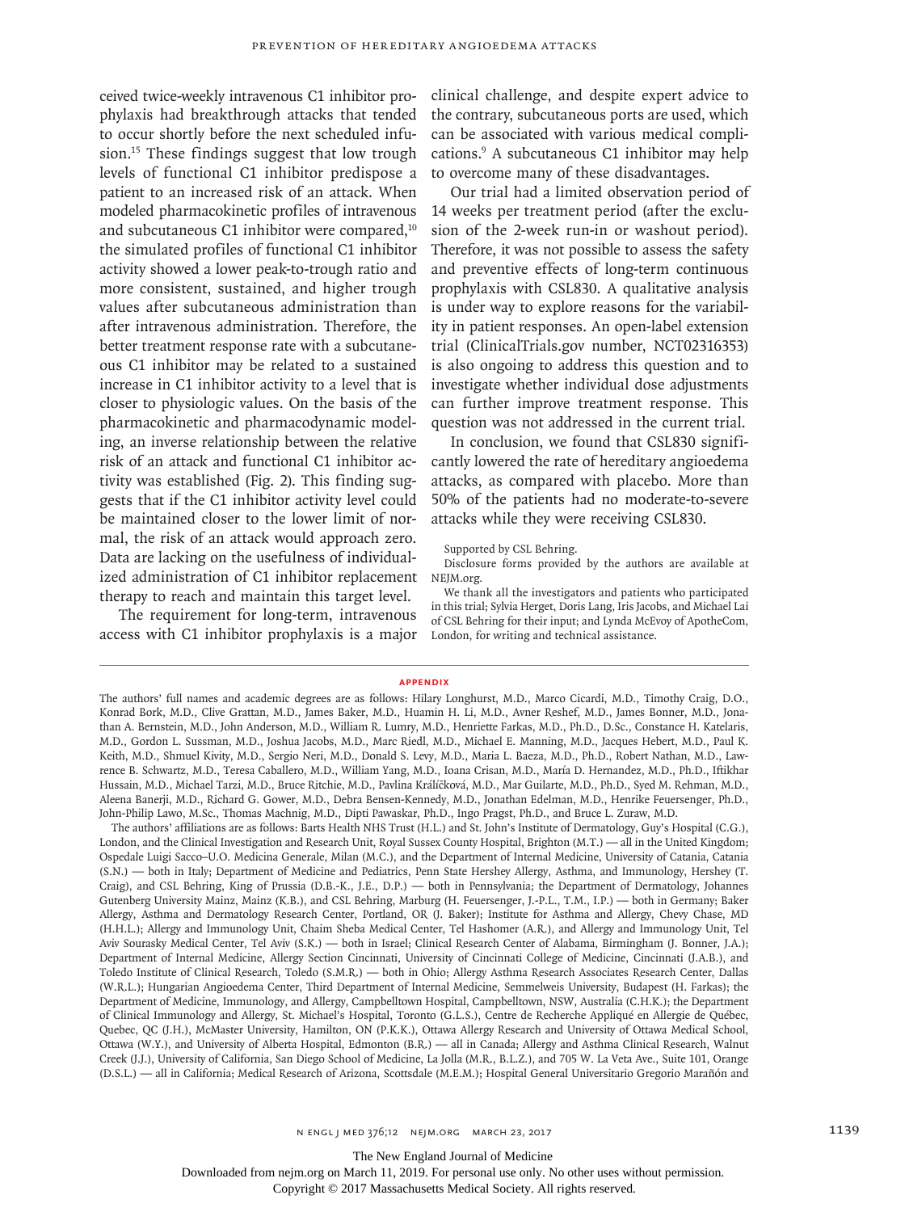ceived twice-weekly intravenous C1 inhibitor prophylaxis had breakthrough attacks that tended to occur shortly before the next scheduled infusion.[15] These findings suggest that low trough levels of functional C1 inhibitor predispose a patient to an increased risk of an attack. When modeled pharmacokinetic profiles of intravenous and subcutaneous C1 inhibitor were compared,[10] the simulated profiles of functional C1 inhibitor activity showed a lower peak-to-trough ratio and more consistent, sustained, and higher trough values after subcutaneous administration than after intravenous administration. Therefore, the better treatment response rate with a subcutaneous C1 inhibitor may be related to a sustained increase in C1 inhibitor activity to a level that is closer to physiologic values. On the basis of the pharmacokinetic and pharmacodynamic modeling, an inverse relationship between the relative risk of an attack and functional C1 inhibitor activity was established (Fig. 2). This finding suggests that if the C1 inhibitor activity level could be maintained closer to the lower limit of normal, the risk of an attack would approach zero. Data are lacking on the usefulness of individualized administration of C1 inhibitor replacement therapy to reach and maintain this target level.

The requirement for long-term, intravenous access with C1 inhibitor prophylaxis is a major clinical challenge, and despite expert advice to the contrary, subcutaneous ports are used, which can be associated with various medical complications.[9] A subcutaneous C1 inhibitor may help to overcome many of these disadvantages.

Our trial had a limited observation period of 14 weeks per treatment period (after the exclusion of the 2-week run-in or washout period). Therefore, it was not possible to assess the safety and preventive effects of long-term continuous prophylaxis with CSL830. A qualitative analysis is under way to explore reasons for the variability in patient responses. An open-label extension trial (ClinicalTrials.gov number, NCT02316353) is also ongoing to address this question and to investigate whether individual dose adjustments can further improve treatment response. This question was not addressed in the current trial.

In conclusion, we found that CSL830 significantly lowered the rate of hereditary angioedema attacks, as compared with placebo. More than 50% of the patients had no moderate-to-severe attacks while they were receiving CSL830.

Supported by CSL Behring.

Disclosure forms provided by the authors are available at NEJM.org.

We thank all the investigators and patients who participated in this trial; Sylvia Herget, Doris Lang, Iris Jacobs, and Michael Lai of CSL Behring for their input; and Lynda McEvoy of ApotheCom, London, for writing and technical assistance.

## APPENDIX

The authors' full names and academic degrees are as follows: Hilary Longhurst, M.D., Marco Cicardi, M.D., Timothy Craig, D.O., Konrad Bork, M.D., Clive Grattan, M.D., James Baker, M.D., Huamin H. Li, M.D., Avner Reshef, M.D., James Bonner, M.D., Jonathan A. Bernstein, M.D., John Anderson, M.D., William R. Lumry, M.D., Henriette Farkas, M.D., Ph.D., D.Sc., Constance H. Katelaris, M.D., Gordon L. Sussman, M.D., Joshua Jacobs, M.D., Marc Riedl, M.D., Michael E. Manning, M.D., Jacques Hebert, M.D., Paul K. Keith, M.D., Shmuel Kivity, M.D., Sergio Neri, M.D., Donald S. Levy, M.D., Maria L. Baeza, M.D., Ph.D., Robert Nathan, M.D., Lawrence B. Schwartz, M.D., Teresa Caballero, M.D., William Yang, M.D., Ioana Crisan, M.D., María D. Hernandez, M.D., Ph.D., Iftikhar Hussain, M.D., Michael Tarzi, M.D., Bruce Ritchie, M.D., Pavlina Králíčková, M.D., Mar Guilarte, M.D., Ph.D., Syed M. Rehman, M.D., Aleena Banerji, M.D., Richard G. Gower, M.D., Debra Bensen-Kennedy, M.D., Jonathan Edelman, M.D., Henrike Feuersenger, Ph.D., John-Philip Lawo, M.Sc., Thomas Machnig, M.D., Dipti Pawaskar, Ph.D., Ingo Pragst, Ph.D., and Bruce L. Zuraw, M.D.

The authors' affiliations are as follows: Barts Health NHS Trust (H.L.) and St. John's Institute of Dermatology, Guy's Hospital (C.G.), London, and the Clinical Investigation and Research Unit, Royal Sussex County Hospital, Brighton (M.T.) — all in the United Kingdom; Ospedale Luigi Sacco–U.O. Medicina Generale, Milan (M.C.), and the Department of Internal Medicine, University of Catania, Catania (S.N.) — both in Italy; Department of Medicine and Pediatrics, Penn State Hershey Allergy, Asthma, and Immunology, Hershey (T. Craig), and CSL Behring, King of Prussia (D.B.-K., J.E., D.P.) — both in Pennsylvania; the Department of Dermatology, Johannes Gutenberg University Mainz, Mainz (K.B.), and CSL Behring, Marburg (H. Feuersenger, J.-P.L., T.M., I.P.) — both in Germany; Baker Allergy, Asthma and Dermatology Research Center, Portland, OR (J. Baker); Institute for Asthma and Allergy, Chevy Chase, MD (H.H.L.); Allergy and Immunology Unit, Chaim Sheba Medical Center, Tel Hashomer (A.R.), and Allergy and Immunology Unit, Tel Aviv Sourasky Medical Center, Tel Aviv (S.K.) — both in Israel; Clinical Research Center of Alabama, Birmingham (J. Bonner, J.A.); Department of Internal Medicine, Allergy Section Cincinnati, University of Cincinnati College of Medicine, Cincinnati (J.A.B.), and Toledo Institute of Clinical Research, Toledo (S.M.R.) — both in Ohio; Allergy Asthma Research Associates Research Center, Dallas (W.R.L.); Hungarian Angioedema Center, Third Department of Internal Medicine, Semmelweis University, Budapest (H. Farkas); the Department of Medicine, Immunology, and Allergy, Campbelltown Hospital, Campbelltown, NSW, Australia (C.H.K.); the Department of Clinical Immunology and Allergy, St. Michael's Hospital, Toronto (G.L.S.), Centre de Recherche Appliqué en Allergie de Québec, Quebec, QC (J.H.), McMaster University, Hamilton, ON (P.K.K.), Ottawa Allergy Research and University of Ottawa Medical School, Ottawa (W.Y.), and University of Alberta Hospital, Edmonton (B.R.) — all in Canada; Allergy and Asthma Clinical Research, Walnut Creek (J.J.), University of California, San Diego School of Medicine, La Jolla (M.R., B.L.Z.), and 705 W. La Veta Ave., Suite 101, Orange (D.S.L.) — all in California; Medical Research of Arizona, Scottsdale (M.E.M.); Hospital General Universitario Gregorio Marañón and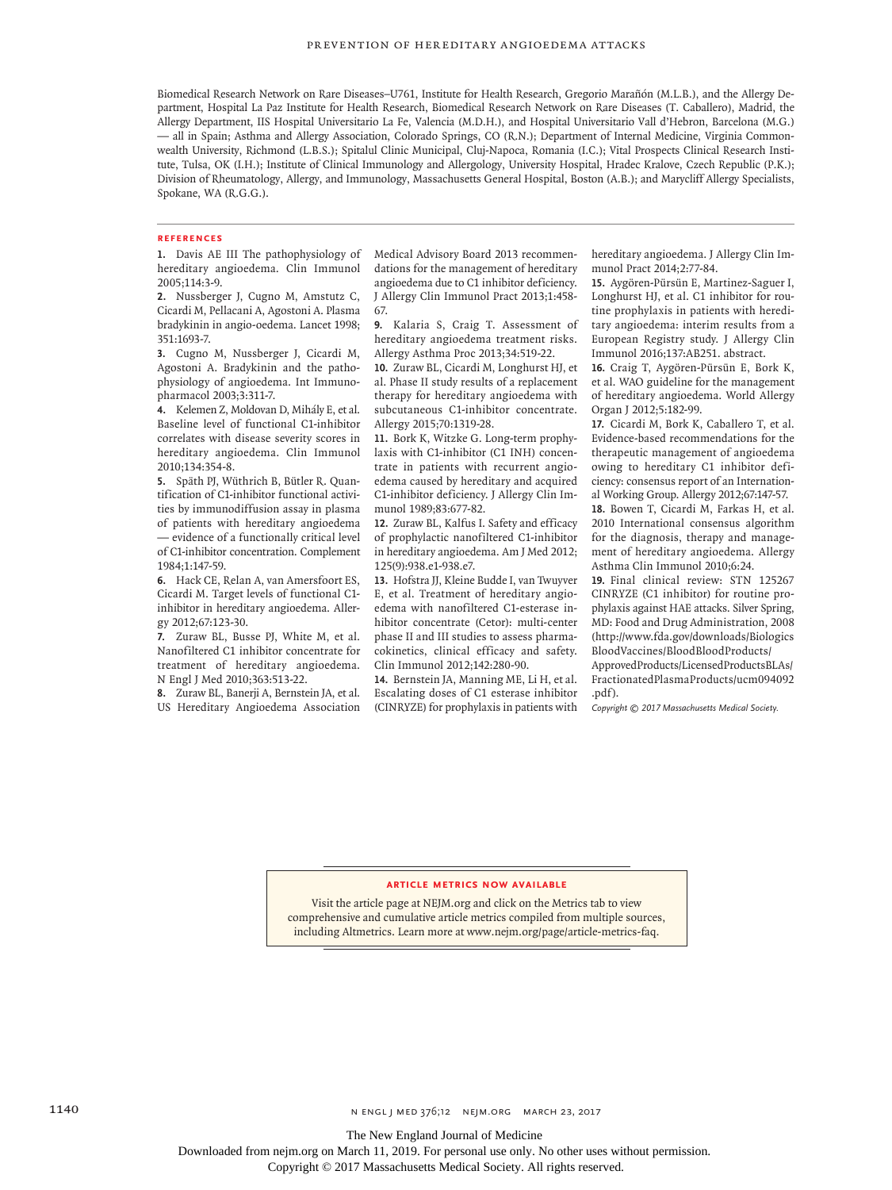Biomedical Research Network on Rare Diseases–U761, Institute for Health Research, Gregorio Marañón (M.L.B.), and the Allergy Department, Hospital La Paz Institute for Health Research, Biomedical Research Network on Rare Diseases (T. Caballero), Madrid, the Allergy Department, IIS Hospital Universitario La Fe, Valencia (M.D.H.), and Hospital Universitario Vall d'Hebron, Barcelona (M.G.) — all in Spain; Asthma and Allergy Association, Colorado Springs, CO (R.N.); Department of Internal Medicine, Virginia Commonwealth University, Richmond (L.B.S.); Spitalul Clinic Municipal, Cluj-Napoca, Romania (I.C.); Vital Prospects Clinical Research Institute, Tulsa, OK (I.H.); Institute of Clinical Immunology and Allergology, University Hospital, Hradec Kralove, Czech Republic (P.K.); Division of Rheumatology, Allergy, and Immunology, Massachusetts General Hospital, Boston (A.B.); and Marycliff Allergy Specialists, Spokane, WA (R.G.G.).

## References

1. Davis AE III The pathophysiology of hereditary angioedema. Clin Immunol 2005;114:3-9.
2. Nussberger J, Cugno M, Amstutz C, Cicardi M, Pellacani A, Agostoni A. Plasma bradykinin in angio-oedema. Lancet 1998; 351:1693-7.
3. Cugno M, Nussberger J, Cicardi M, Agostoni A. Bradykinin and the pathophysiology of angioedema. Int Immunopharmacol 2003;3:311-7.
4. Kelemen Z, Moldovan D, Mihály E, et al. Baseline level of functional C1-inhibitor correlates with disease severity scores in hereditary angioedema. Clin Immunol 2010;134:354-8.
5. Späth PJ, Wüthrich B, Bütler R. Quantification of C1-inhibitor functional activities by immunodiffusion assay in plasma of patients with hereditary angioedema — evidence of a functionally critical level of C1-inhibitor concentration. Complement 1984;1:147-59.
6. Hack CE, Relan A, van Amersfoort ES, Cicardi M. Target levels of functional C1-inhibitor in hereditary angioedema. Allergy 2012;67:123-30.
7. Zuraw BL, Busse PJ, White M, et al. Nanofiltered C1 inhibitor concentrate for treatment of hereditary angioedema. N Engl J Med 2010;363:513-22.
8. Zuraw BL, Banerji A, Bernstein JA, et al. US Hereditary Angioedema Association Medical Advisory Board 2013 recommendations for the management of hereditary angioedema due to C1 inhibitor deficiency. J Allergy Clin Immunol Pract 2013;1:458-67.
9. Kalaria S, Craig T. Assessment of hereditary angioedema treatment risks. Allergy Asthma Proc 2013;34:519-22.
10. Zuraw BL, Cicardi M, Longhurst HJ, et al. Phase II study results of a replacement therapy for hereditary angioedema with subcutaneous C1-inhibitor concentrate. Allergy 2015;70:1319-28.
11. Bork K, Witzke G. Long-term prophylaxis with C1-inhibitor (C1 INH) concentrate in patients with recurrent angioedema caused by hereditary and acquired C1-inhibitor deficiency. J Allergy Clin Immunol 1989;83:677-82.
12. Zuraw BL, Kalfus I. Safety and efficacy of prophylactic nanofiltered C1-inhibitor in hereditary angioedema. Am J Med 2012; 125(9):938.e1-938.e7.
13. Hofstra JJ, Kleine Budde I, van Twuyver E, et al. Treatment of hereditary angioedema with nanofiltered C1-esterase inhibitor concentrate (Cetor): multi-center phase II and III studies to assess pharmacokinetics, clinical efficacy and safety. Clin Immunol 2012;142:280-90.
14. Bernstein JA, Manning ME, Li H, et al. Escalating doses of C1 esterase inhibitor (CINRYZE) for prophylaxis in patients with hereditary angioedema. J Allergy Clin Immunol Pract 2014;2:77-84.
15. Aygören-Pürsün E, Martinez-Saguer I, Longhurst HJ, et al. C1 inhibitor for routine prophylaxis in patients with hereditary angioedema: interim results from a European Registry study. J Allergy Clin Immunol 2016;137:AB251. abstract.
16. Craig T, Aygören-Pürsün E, Bork K, et al. WAO guideline for the management of hereditary angioedema. World Allergy Organ J 2012;5:182-99.
17. Cicardi M, Bork K, Caballero T, et al. Evidence-based recommendations for the therapeutic management of angioedema owing to hereditary C1 inhibitor deficiency: consensus report of an International Working Group. Allergy 2012;67:147-57.
18. Bowen T, Cicardi M, Farkas H, et al. 2010 International consensus algorithm for the diagnosis, therapy and management of hereditary angioedema. Allergy Asthma Clin Immunol 2010;6:24.
19. Final clinical review: STN 125267 CINRYZE (C1 inhibitor) for routine prophylaxis against HAE attacks. Silver Spring, MD: Food and Drug Administration, 2008 (http://www.fda.gov/downloads/BiologicsBloodVaccines/BloodBloodProducts/ApprovedProducts/LicensedProductsBLAs/FractionatedPlasmaProducts/ucm094092.pdf).

*Copyright © 2017 Massachusetts Medical Society.*

**ARTICLE METRICS NOW AVAILABLE**

Visit the article page at NEJM.org and click on the Metrics tab to view comprehensive and cumulative article metrics compiled from multiple sources, including Altmetrics. Learn more at www.nejm.org/page/article-metrics-faq.